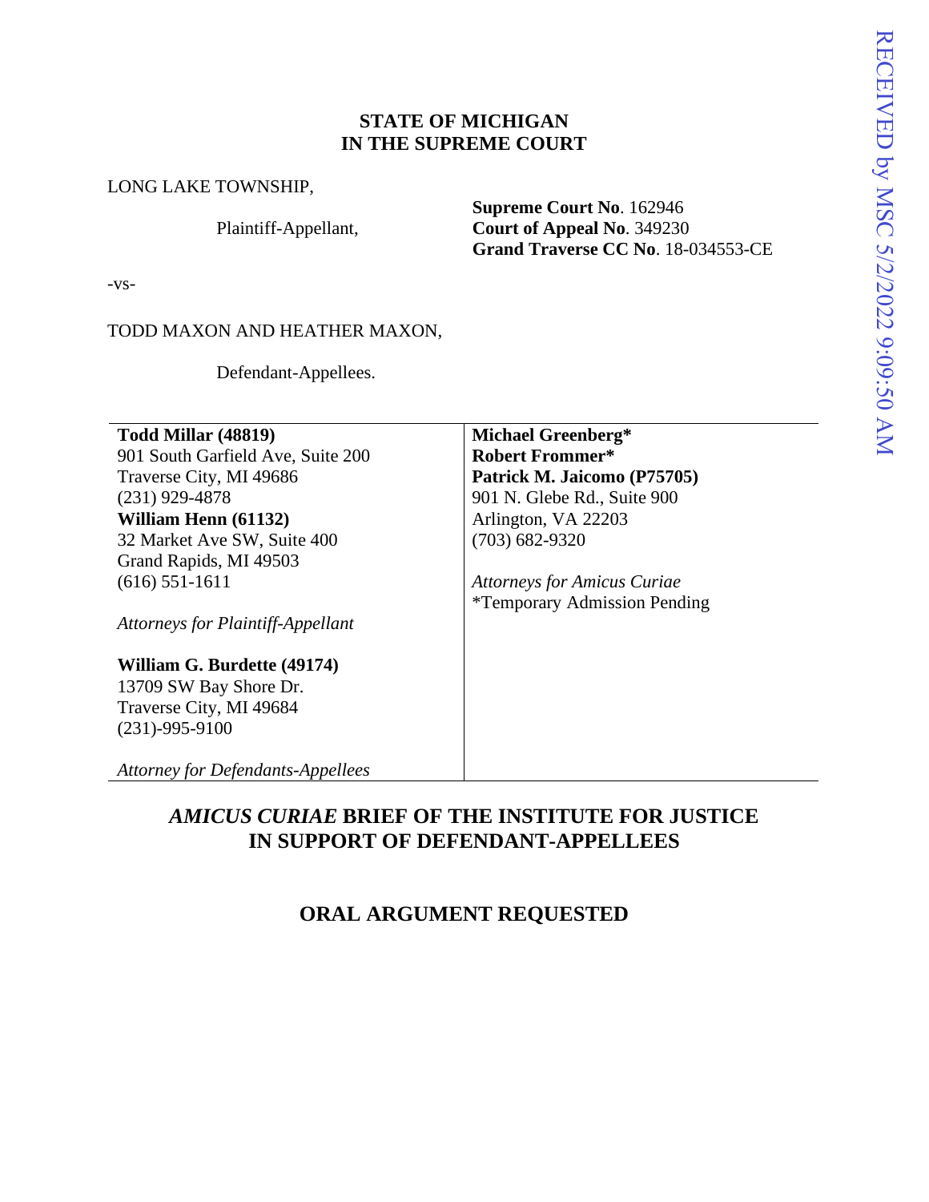**STATE OF MICHIGAN**
**IN THE SUPREME COURT**

LONG LAKE TOWNSHIP,

Plaintiff-Appellant,

**Supreme Court No**. 162946
**Court of Appeal No**. 349230
**Grand Traverse CC No**. 18-034553-CE

-vs-

TODD MAXON AND HEATHER MAXON,

Defendant-Appellees.

| | |
|---|---|
| **Todd Millar (48819)**<br>901 South Garfield Ave, Suite 200<br>Traverse City, MI 49686<br>(231) 929-4878<br>**William Henn (61132)**<br>32 Market Ave SW, Suite 400<br>Grand Rapids, MI 49503<br>(616) 551-1611<br><br>*Attorneys for Plaintiff-Appellant*<br><br>**William G. Burdette (49174)**<br>13709 SW Bay Shore Dr.<br>Traverse City, MI 49684<br>(231)-995-9100<br><br>*Attorney for Defendants-Appellees* | **Michael Greenberg***<br>**Robert Frommer***<br>**Patrick M. Jaicomo (P75705)**<br>901 N. Glebe Rd., Suite 900<br>Arlington, VA 22203<br>(703) 682-9320<br><br>*Attorneys for Amicus Curiae*<br>*Temporary Admission Pending |

## *AMICUS CURIAE* BRIEF OF THE INSTITUTE FOR JUSTICE IN SUPPORT OF DEFENDANT-APPELLEES

## ORAL ARGUMENT REQUESTED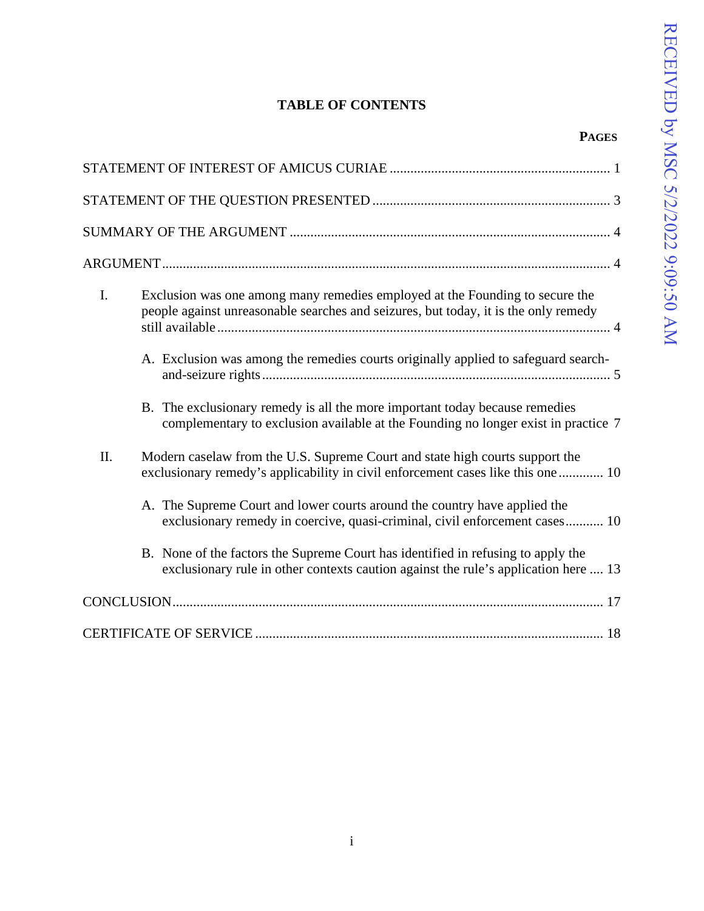# TABLE OF CONTENTS

**PAGES**

STATEMENT OF INTEREST OF AMICUS CURIAE ............................................................... 1

STATEMENT OF THE QUESTION PRESENTED ..................................................................... 3

SUMMARY OF THE ARGUMENT ............................................................................................ 4

ARGUMENT ................................................................................................................................ 4

I. Exclusion was one among many remedies employed at the Founding to secure the people against unreasonable searches and seizures, but today, it is the only remedy still available ................................................................................................................. 4

   A. Exclusion was among the remedies courts originally applied to safeguard search-and-seizure rights ..................................................................................................... 5

   B. The exclusionary remedy is all the more important today because remedies complementary to exclusion available at the Founding no longer exist in practice 7

II. Modern caselaw from the U.S. Supreme Court and state high courts support the exclusionary remedy's applicability in civil enforcement cases like this one ............. 10

   A. The Supreme Court and lower courts around the country have applied the exclusionary remedy in coercive, quasi-criminal, civil enforcement cases ........... 10

   B. None of the factors the Supreme Court has identified in refusing to apply the exclusionary rule in other contexts caution against the rule's application here .... 13

CONCLUSION ............................................................................................................................ 17

CERTIFICATE OF SERVICE .................................................................................................... 18

RECEIVED by MSC 5/2/2022 9:09:50 AM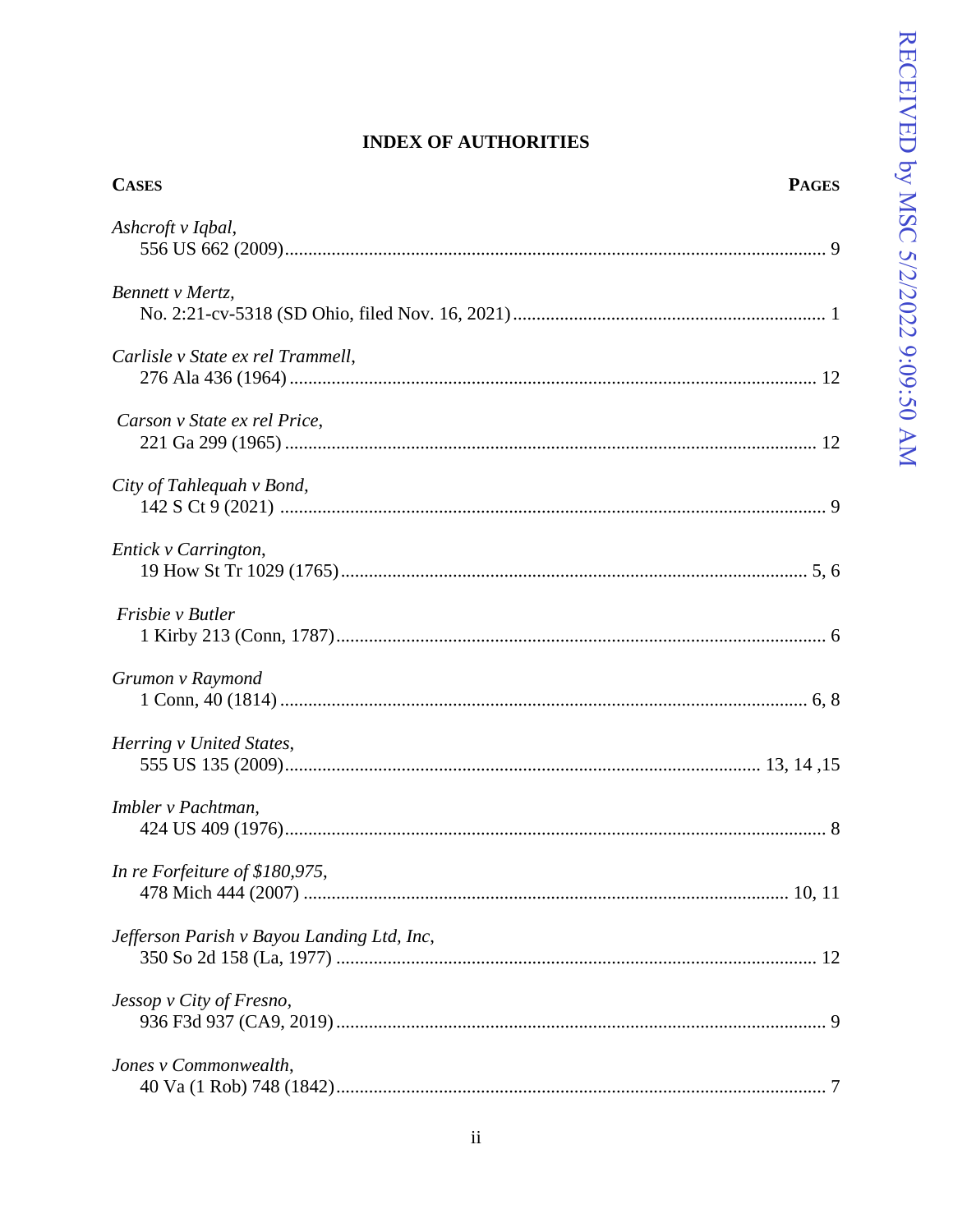# INDEX OF AUTHORITIES

| CASES | PAGES |
|---|---|
| *Ashcroft v Iqbal*, 556 US 662 (2009) | 9 |
| *Bennett v Mertz*, No. 2:21-cv-5318 (SD Ohio, filed Nov. 16, 2021) | 1 |
| *Carlisle v State ex rel Trammell*, 276 Ala 436 (1964) | 12 |
| *Carson v State ex rel Price*, 221 Ga 299 (1965) | 12 |
| *City of Tahlequah v Bond*, 142 S Ct 9 (2021) | 9 |
| *Entick v Carrington*, 19 How St Tr 1029 (1765) | 5, 6 |
| *Frisbie v Butler* 1 Kirby 213 (Conn, 1787) | 6 |
| *Grumon v Raymond* 1 Conn, 40 (1814) | 6, 8 |
| *Herring v United States*, 555 US 135 (2009) | 13, 14 ,15 |
| *Imbler v Pachtman*, 424 US 409 (1976) | 8 |
| *In re Forfeiture of $180,975*, 478 Mich 444 (2007) | 10, 11 |
| *Jefferson Parish v Bayou Landing Ltd, Inc*, 350 So 2d 158 (La, 1977) | 12 |
| *Jessop v City of Fresno*, 936 F3d 937 (CA9, 2019) | 9 |
| *Jones v Commonwealth*, 40 Va (1 Rob) 748 (1842) | 7 |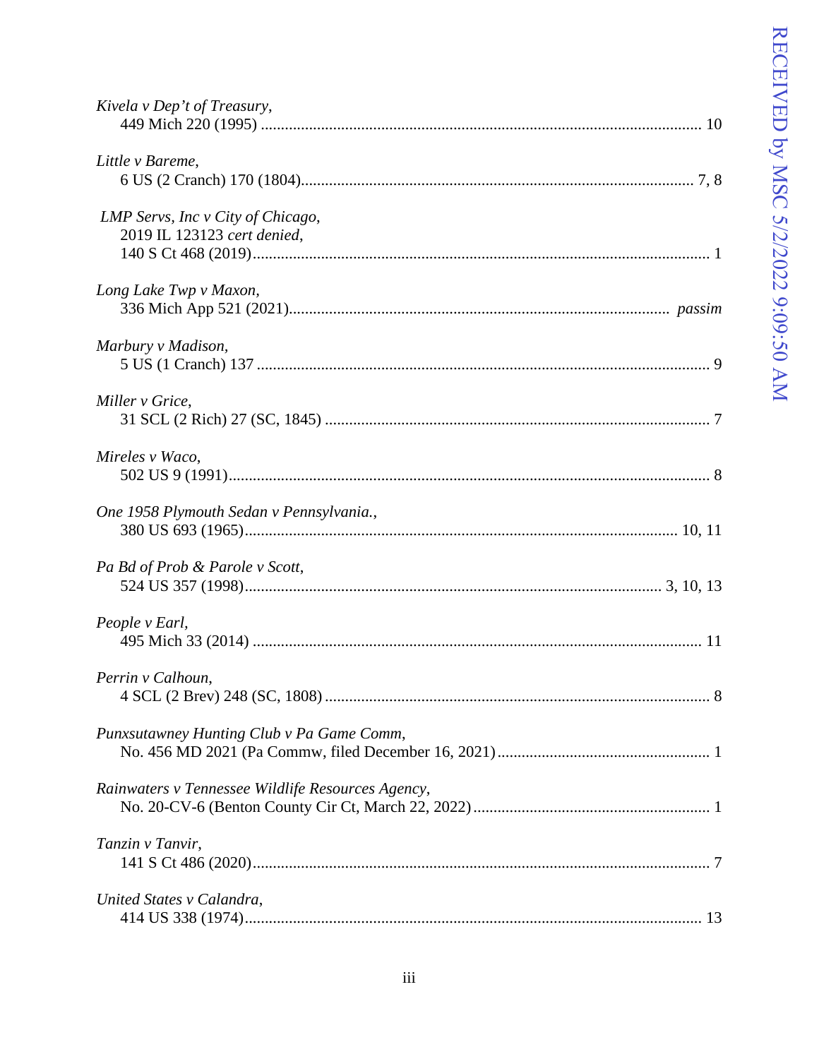*Kivela v Dep't of Treasury*,
449 Mich 220 (1995) ........................................................................................................ 10

*Little v Bareme*,
6 US (2 Cranch) 170 (1804).................................................................................................. 7, 8

*LMP Servs, Inc v City of Chicago*,
2019 IL 123123 *cert denied*,
140 S Ct 468 (2019)................................................................................................................ 1

*Long Lake Twp v Maxon*,
336 Mich App 521 (2021)........................................................................................... *passim*

*Marbury v Madison*,
5 US (1 Cranch) 137 ............................................................................................................. 9

*Miller v Grice*,
31 SCL (2 Rich) 27 (SC, 1845) .............................................................................................. 7

*Mireles v Waco*,
502 US 9 (1991)...................................................................................................................... 8

*One 1958 Plymouth Sedan v Pennsylvania.*,
380 US 693 (1965).......................................................................................................... 10, 11

*Pa Bd of Prob & Parole v Scott*,
524 US 357 (1998)...................................................................................................... 3, 10, 13

*People v Earl*,
495 Mich 33 (2014) .............................................................................................................. 11

*Perrin v Calhoun*,
4 SCL (2 Brev) 248 (SC, 1808) .............................................................................................. 8

*Punxsutawney Hunting Club v Pa Game Comm*,
No. 456 MD 2021 (Pa Commw, filed December 16, 2021).................................................... 1

*Rainwaters v Tennessee Wildlife Resources Agency*,
No. 20-CV-6 (Benton County Cir Ct, March 22, 2022).......................................................... 1

*Tanzin v Tanvir*,
141 S Ct 486 (2020)................................................................................................................ 7

*United States v Calandra*,
414 US 338 (1974)................................................................................................................ 13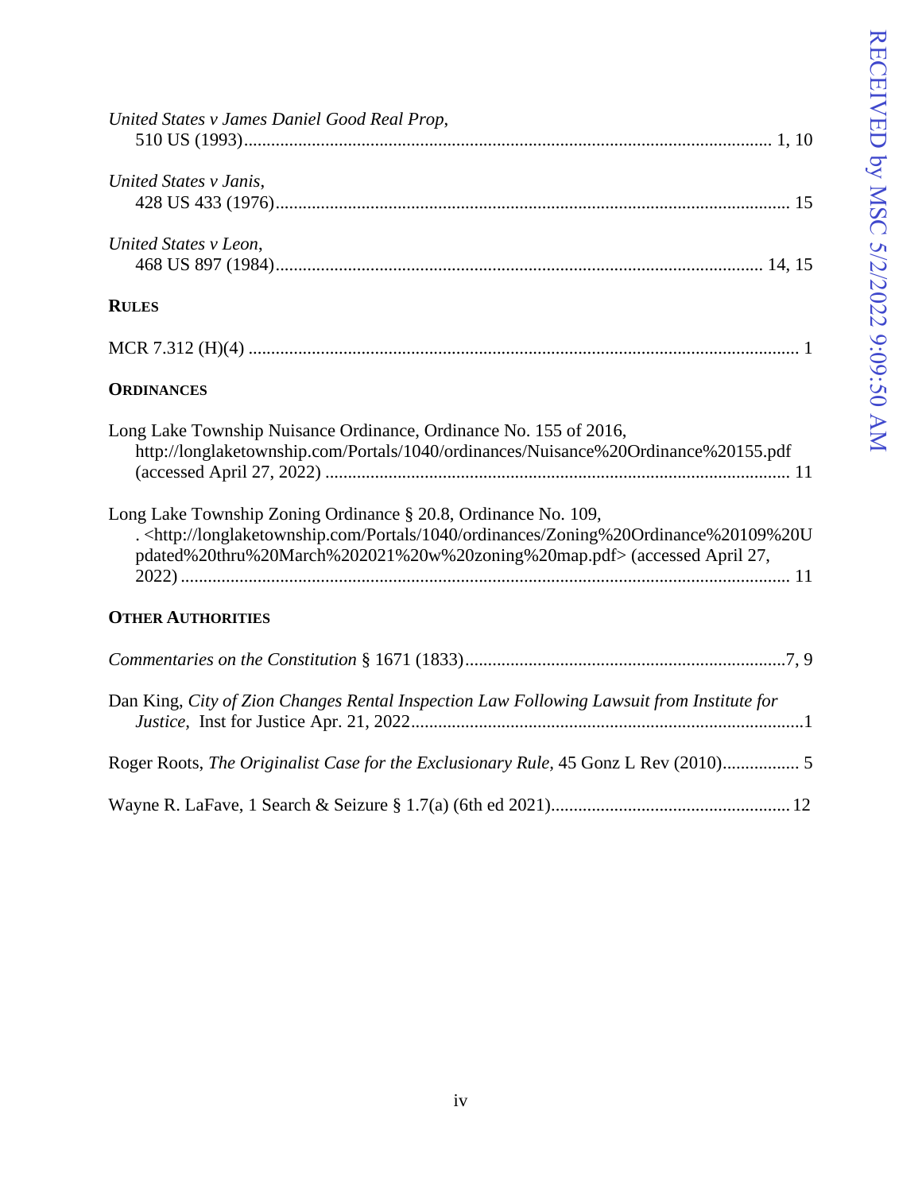*United States v James Daniel Good Real Prop*,
510 US (1993)..................................................................................................... 1, 10

*United States v Janis*,
428 US 433 (1976)................................................................................................. 15

*United States v Leon*,
468 US 897 (1984).......................................................................................... 14, 15

**RULES**

MCR 7.312 (H)(4) ......................................................................................................... 1

**ORDINANCES**

Long Lake Township Nuisance Ordinance, Ordinance No. 155 of 2016,
http://longlaketownship.com/Portals/1040/ordinances/Nuisance%20Ordinance%20155.pdf
(accessed April 27, 2022) ...................................................................................... 11

Long Lake Township Zoning Ordinance § 20.8, Ordinance No. 109,
. <http://longlaketownship.com/Portals/1040/ordinances/Zoning%20Ordinance%20109%20Updated%20thru%20March%202021%20w%20zoning%20map.pdf> (accessed April 27, 2022) ..................................................................................................................... 11

**OTHER AUTHORITIES**

*Commentaries on the Constitution* § 1671 (1833).......................................................................7, 9

Dan King, *City of Zion Changes Rental Inspection Law Following Lawsuit from Institute for Justice,* Inst for Justice Apr. 21, 2022.......................................................................................1

Roger Roots, *The Originalist Case for the Exclusionary Rule*, 45 Gonz L Rev (2010)................. 5

Wayne R. LaFave, 1 Search & Seizure § 1.7(a) (6th ed 2021).................................................... 12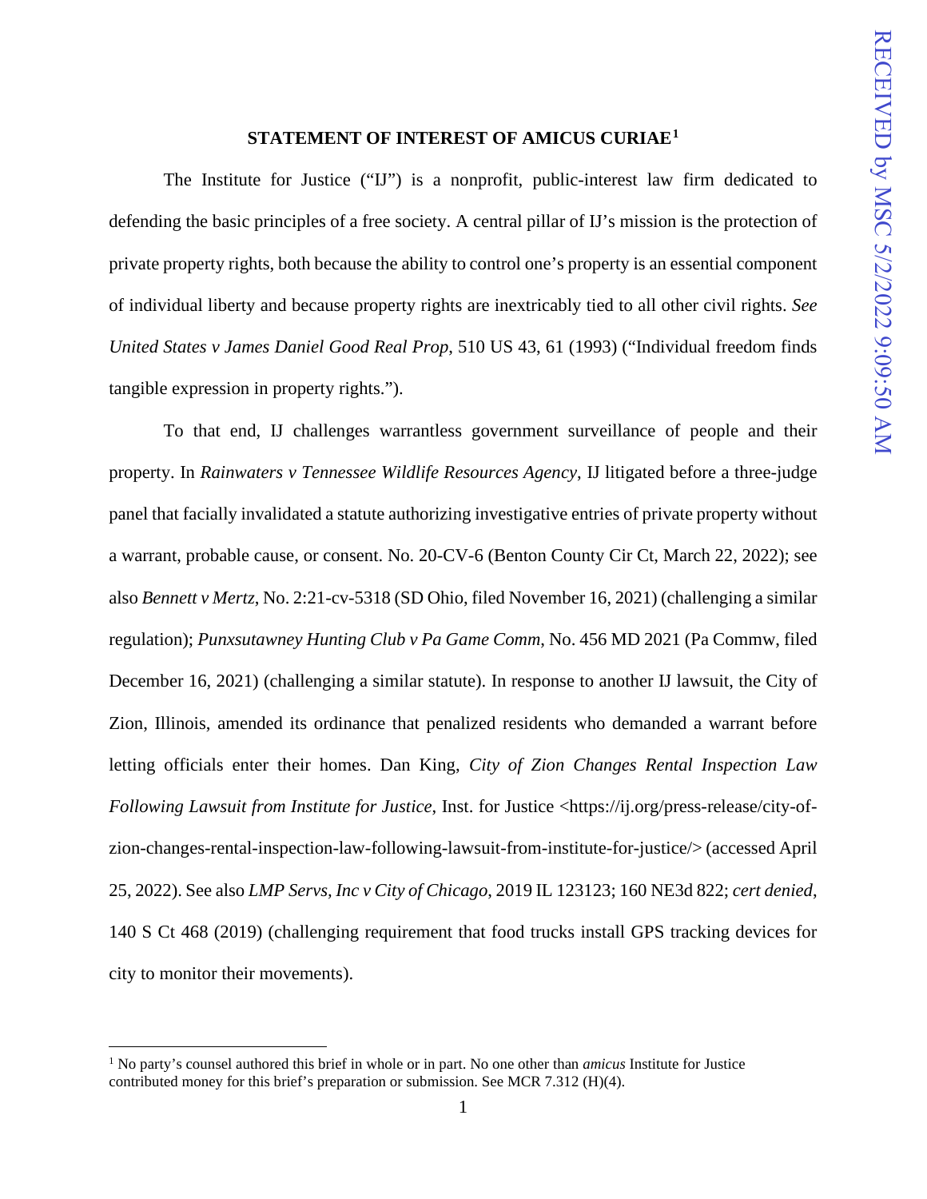## STATEMENT OF INTEREST OF AMICUS CURIAE[1]

The Institute for Justice ("IJ") is a nonprofit, public-interest law firm dedicated to defending the basic principles of a free society. A central pillar of IJ's mission is the protection of private property rights, both because the ability to control one's property is an essential component of individual liberty and because property rights are inextricably tied to all other civil rights. *See United States v James Daniel Good Real Prop*, 510 US 43, 61 (1993) ("Individual freedom finds tangible expression in property rights.").

To that end, IJ challenges warrantless government surveillance of people and their property. In *Rainwaters v Tennessee Wildlife Resources Agency*, IJ litigated before a three-judge panel that facially invalidated a statute authorizing investigative entries of private property without a warrant, probable cause, or consent. No. 20-CV-6 (Benton County Cir Ct, March 22, 2022); see also *Bennett v Mertz*, No. 2:21-cv-5318 (SD Ohio, filed November 16, 2021) (challenging a similar regulation); *Punxsutawney Hunting Club v Pa Game Comm*, No. 456 MD 2021 (Pa Commw, filed December 16, 2021) (challenging a similar statute). In response to another IJ lawsuit, the City of Zion, Illinois, amended its ordinance that penalized residents who demanded a warrant before letting officials enter their homes. Dan King, *City of Zion Changes Rental Inspection Law Following Lawsuit from Institute for Justice*, Inst. for Justice <https://ij.org/press-release/city-of-zion-changes-rental-inspection-law-following-lawsuit-from-institute-for-justice/> (accessed April 25, 2022). See also *LMP Servs, Inc v City of Chicago*, 2019 IL 123123; 160 NE3d 822; *cert denied*, 140 S Ct 468 (2019) (challenging requirement that food trucks install GPS tracking devices for city to monitor their movements).

---

[1] No party's counsel authored this brief in whole or in part. No one other than *amicus* Institute for Justice contributed money for this brief's preparation or submission. See MCR 7.312 (H)(4).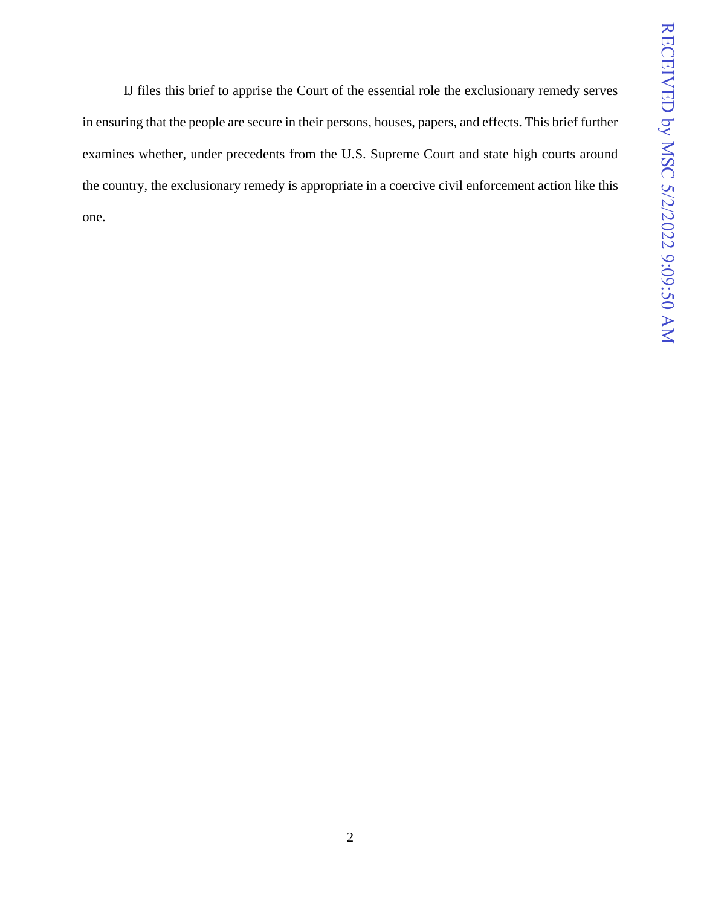IJ files this brief to apprise the Court of the essential role the exclusionary remedy serves in ensuring that the people are secure in their persons, houses, papers, and effects. This brief further examines whether, under precedents from the U.S. Supreme Court and state high courts around the country, the exclusionary remedy is appropriate in a coercive civil enforcement action like this one.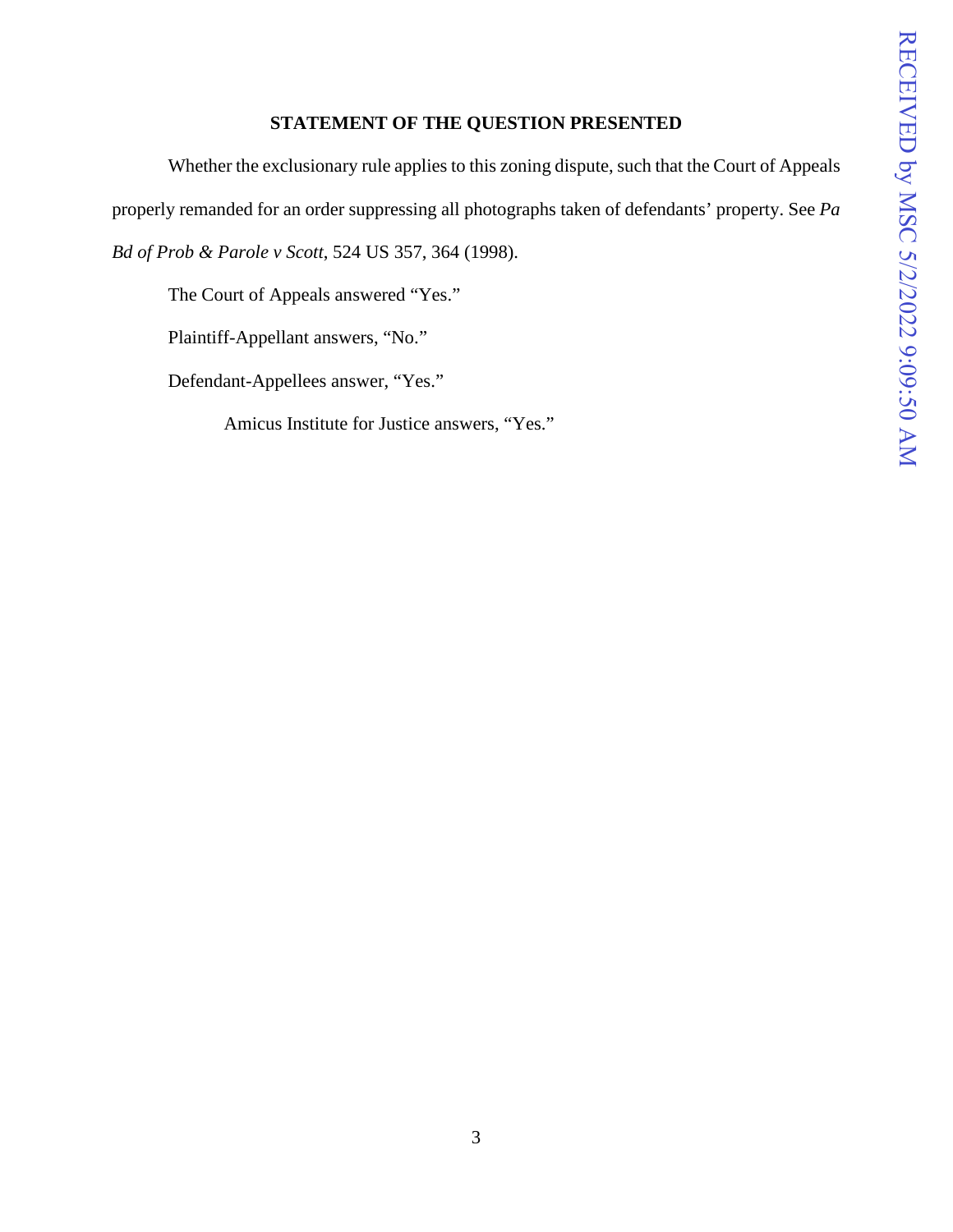## STATEMENT OF THE QUESTION PRESENTED

Whether the exclusionary rule applies to this zoning dispute, such that the Court of Appeals properly remanded for an order suppressing all photographs taken of defendants' property. See *Pa Bd of Prob & Parole v Scott*, 524 US 357, 364 (1998).

The Court of Appeals answered "Yes."

Plaintiff-Appellant answers, "No."

Defendant-Appellees answer, "Yes."

Amicus Institute for Justice answers, "Yes."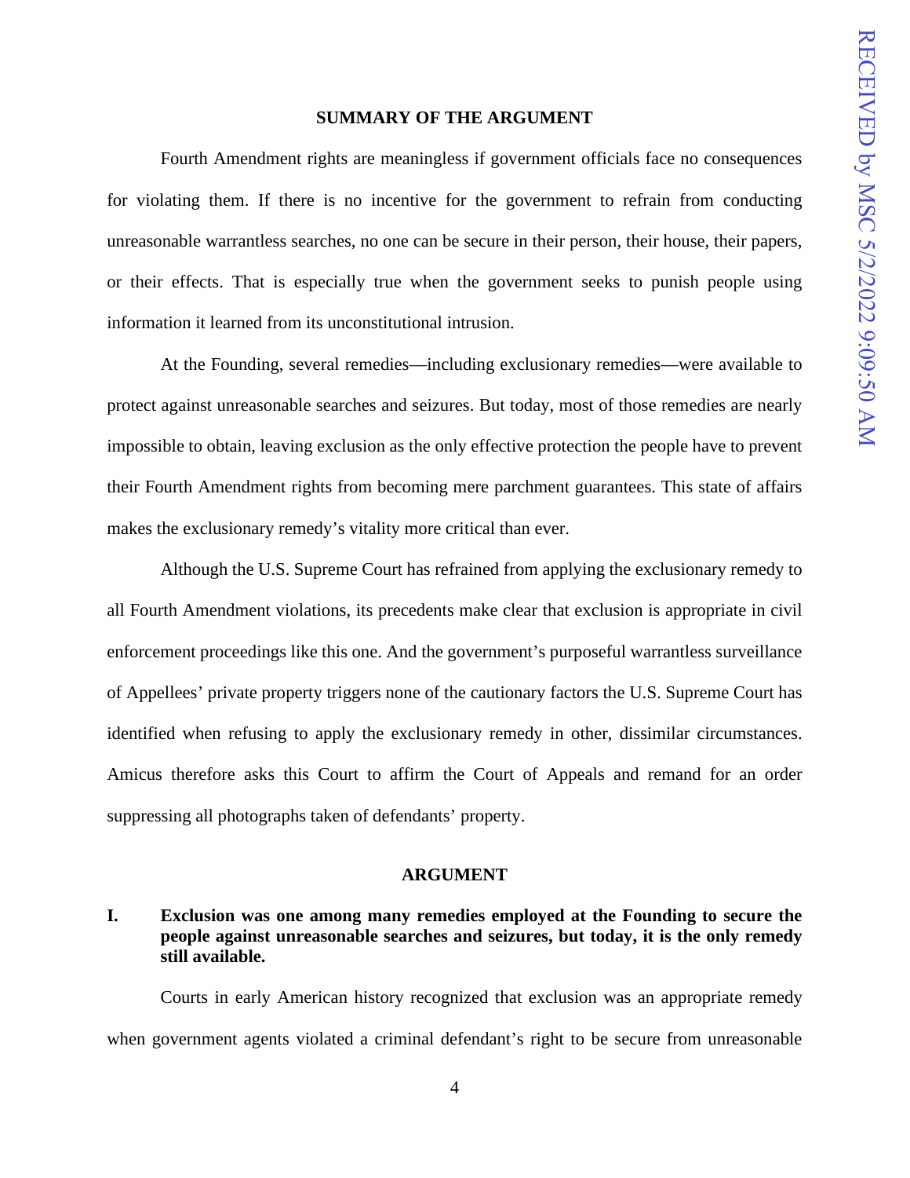## SUMMARY OF THE ARGUMENT

Fourth Amendment rights are meaningless if government officials face no consequences for violating them. If there is no incentive for the government to refrain from conducting unreasonable warrantless searches, no one can be secure in their person, their house, their papers, or their effects. That is especially true when the government seeks to punish people using information it learned from its unconstitutional intrusion.

At the Founding, several remedies—including exclusionary remedies—were available to protect against unreasonable searches and seizures. But today, most of those remedies are nearly impossible to obtain, leaving exclusion as the only effective protection the people have to prevent their Fourth Amendment rights from becoming mere parchment guarantees. This state of affairs makes the exclusionary remedy's vitality more critical than ever.

Although the U.S. Supreme Court has refrained from applying the exclusionary remedy to all Fourth Amendment violations, its precedents make clear that exclusion is appropriate in civil enforcement proceedings like this one. And the government's purposeful warrantless surveillance of Appellees' private property triggers none of the cautionary factors the U.S. Supreme Court has identified when refusing to apply the exclusionary remedy in other, dissimilar circumstances. Amicus therefore asks this Court to affirm the Court of Appeals and remand for an order suppressing all photographs taken of defendants' property.

## ARGUMENT

### I. Exclusion was one among many remedies employed at the Founding to secure the people against unreasonable searches and seizures, but today, it is the only remedy still available.

Courts in early American history recognized that exclusion was an appropriate remedy when government agents violated a criminal defendant's right to be secure from unreasonable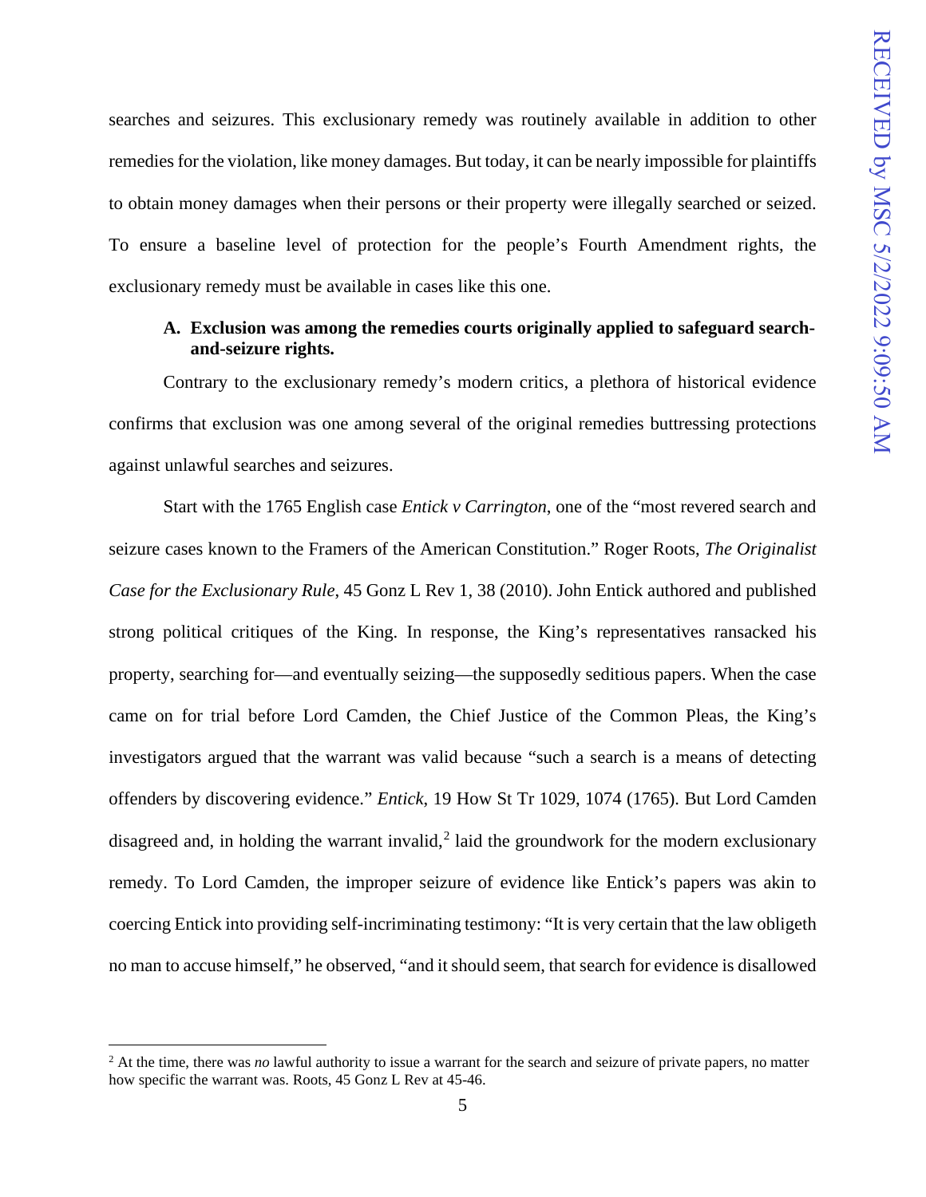searches and seizures. This exclusionary remedy was routinely available in addition to other remedies for the violation, like money damages. But today, it can be nearly impossible for plaintiffs to obtain money damages when their persons or their property were illegally searched or seized. To ensure a baseline level of protection for the people's Fourth Amendment rights, the exclusionary remedy must be available in cases like this one.

**A. Exclusion was among the remedies courts originally applied to safeguard search-and-seizure rights.**

Contrary to the exclusionary remedy's modern critics, a plethora of historical evidence confirms that exclusion was one among several of the original remedies buttressing protections against unlawful searches and seizures.

Start with the 1765 English case *Entick v Carrington*, one of the "most revered search and seizure cases known to the Framers of the American Constitution." Roger Roots, *The Originalist Case for the Exclusionary Rule*, 45 Gonz L Rev 1, 38 (2010). John Entick authored and published strong political critiques of the King. In response, the King's representatives ransacked his property, searching for—and eventually seizing—the supposedly seditious papers. When the case came on for trial before Lord Camden, the Chief Justice of the Common Pleas, the King's investigators argued that the warrant was valid because "such a search is a means of detecting offenders by discovering evidence." *Entick*, 19 How St Tr 1029, 1074 (1765). But Lord Camden disagreed and, in holding the warrant invalid,[2] laid the groundwork for the modern exclusionary remedy. To Lord Camden, the improper seizure of evidence like Entick's papers was akin to coercing Entick into providing self-incriminating testimony: "It is very certain that the law obligeth no man to accuse himself," he observed, "and it should seem, that search for evidence is disallowed

[2] At the time, there was *no* lawful authority to issue a warrant for the search and seizure of private papers, no matter how specific the warrant was. Roots, 45 Gonz L Rev at 45-46.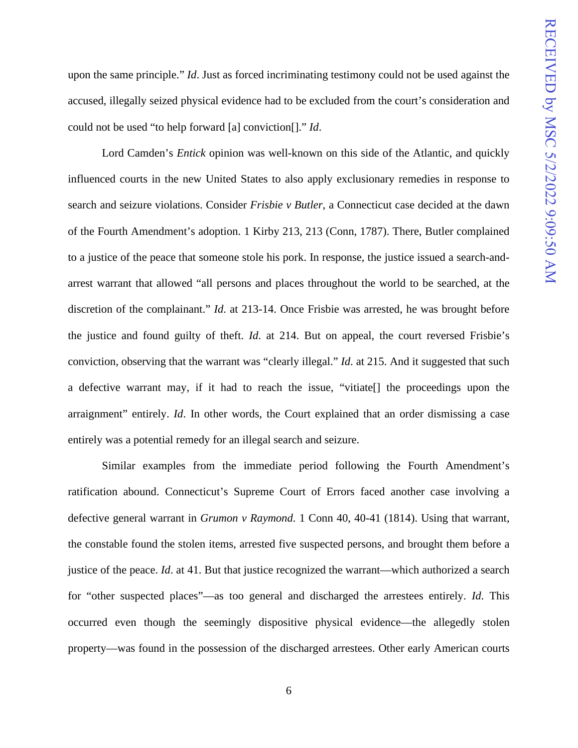upon the same principle." *Id*. Just as forced incriminating testimony could not be used against the accused, illegally seized physical evidence had to be excluded from the court's consideration and could not be used "to help forward [a] conviction[]." *Id*.

Lord Camden's *Entick* opinion was well-known on this side of the Atlantic, and quickly influenced courts in the new United States to also apply exclusionary remedies in response to search and seizure violations. Consider *Frisbie v Butler*, a Connecticut case decided at the dawn of the Fourth Amendment's adoption. 1 Kirby 213, 213 (Conn, 1787). There, Butler complained to a justice of the peace that someone stole his pork. In response, the justice issued a search-and-arrest warrant that allowed "all persons and places throughout the world to be searched, at the discretion of the complainant." *Id.* at 213-14. Once Frisbie was arrested, he was brought before the justice and found guilty of theft. *Id.* at 214. But on appeal, the court reversed Frisbie's conviction, observing that the warrant was "clearly illegal." *Id.* at 215. And it suggested that such a defective warrant may, if it had to reach the issue, "vitiate[] the proceedings upon the arraignment" entirely. *Id*. In other words, the Court explained that an order dismissing a case entirely was a potential remedy for an illegal search and seizure.

Similar examples from the immediate period following the Fourth Amendment's ratification abound. Connecticut's Supreme Court of Errors faced another case involving a defective general warrant in *Grumon v Raymond*. 1 Conn 40, 40-41 (1814). Using that warrant, the constable found the stolen items, arrested five suspected persons, and brought them before a justice of the peace. *Id*. at 41. But that justice recognized the warrant—which authorized a search for "other suspected places"—as too general and discharged the arrestees entirely. *Id*. This occurred even though the seemingly dispositive physical evidence—the allegedly stolen property—was found in the possession of the discharged arrestees. Other early American courts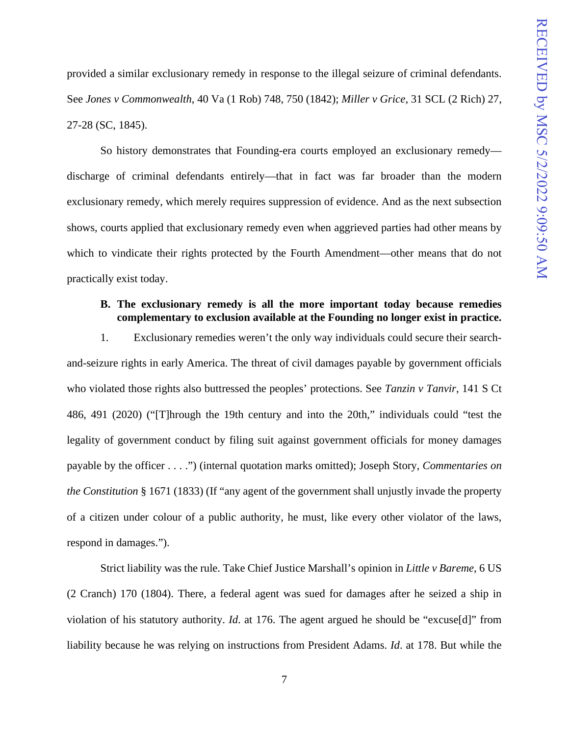provided a similar exclusionary remedy in response to the illegal seizure of criminal defendants. See *Jones v Commonwealth*, 40 Va (1 Rob) 748, 750 (1842); *Miller v Grice*, 31 SCL (2 Rich) 27, 27-28 (SC, 1845).

So history demonstrates that Founding-era courts employed an exclusionary remedy—discharge of criminal defendants entirely—that in fact was far broader than the modern exclusionary remedy, which merely requires suppression of evidence. And as the next subsection shows, courts applied that exclusionary remedy even when aggrieved parties had other means by which to vindicate their rights protected by the Fourth Amendment—other means that do not practically exist today.

**B. The exclusionary remedy is all the more important today because remedies complementary to exclusion available at the Founding no longer exist in practice.**

1. Exclusionary remedies weren't the only way individuals could secure their search-and-seizure rights in early America. The threat of civil damages payable by government officials who violated those rights also buttressed the peoples' protections. See *Tanzin v Tanvir*, 141 S Ct 486, 491 (2020) ("[T]hrough the 19th century and into the 20th," individuals could "test the legality of government conduct by filing suit against government officials for money damages payable by the officer . . . .") (internal quotation marks omitted); Joseph Story, *Commentaries on the Constitution* § 1671 (1833) (If "any agent of the government shall unjustly invade the property of a citizen under colour of a public authority, he must, like every other violator of the laws, respond in damages.").

Strict liability was the rule. Take Chief Justice Marshall's opinion in *Little v Bareme*, 6 US (2 Cranch) 170 (1804). There, a federal agent was sued for damages after he seized a ship in violation of his statutory authority. *Id*. at 176. The agent argued he should be "excuse[d]" from liability because he was relying on instructions from President Adams. *Id*. at 178. But while the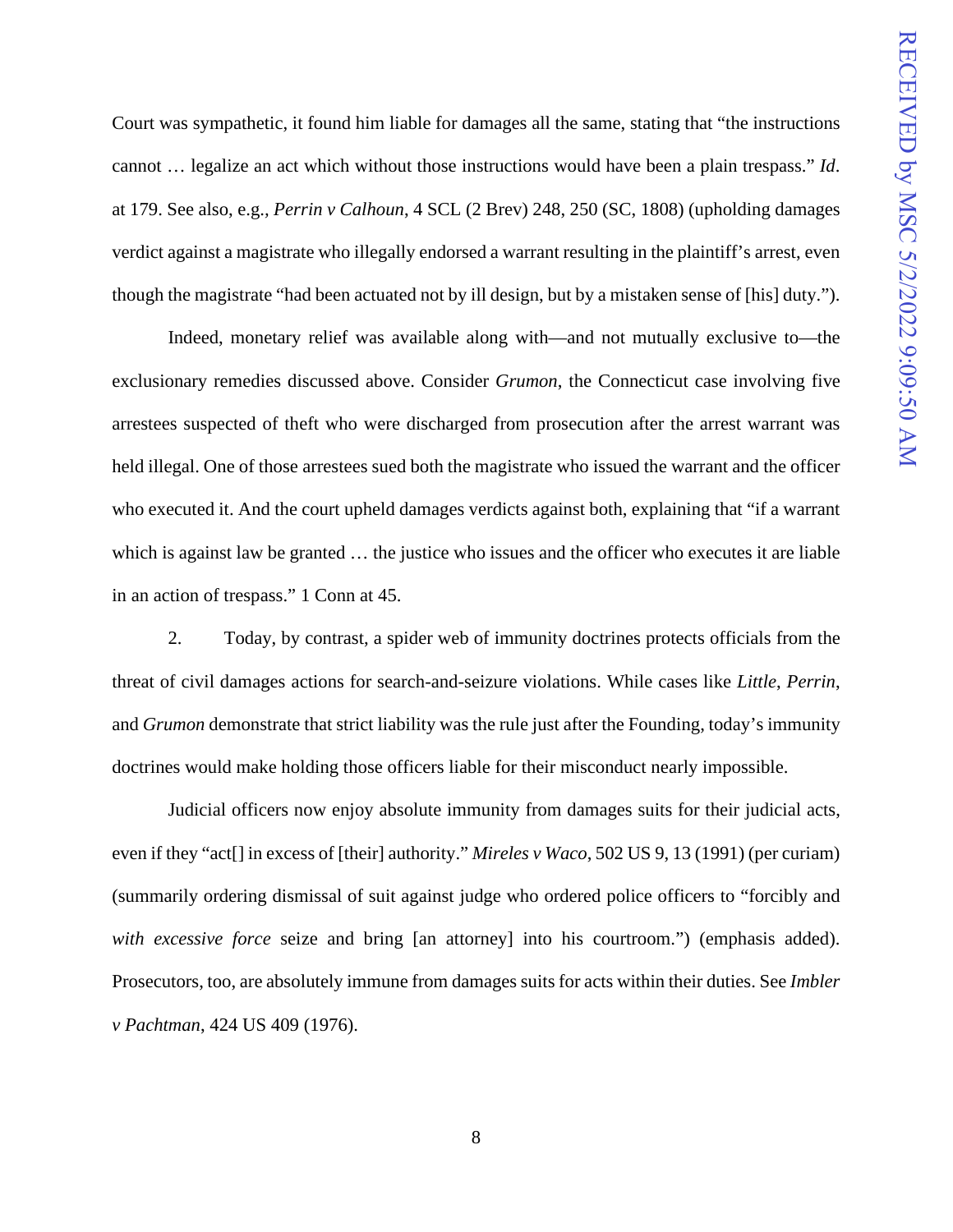Court was sympathetic, it found him liable for damages all the same, stating that "the instructions cannot … legalize an act which without those instructions would have been a plain trespass." *Id*. at 179. See also, e.g., *Perrin v Calhoun*, 4 SCL (2 Brev) 248, 250 (SC, 1808) (upholding damages verdict against a magistrate who illegally endorsed a warrant resulting in the plaintiff's arrest, even though the magistrate "had been actuated not by ill design, but by a mistaken sense of [his] duty.").

Indeed, monetary relief was available along with—and not mutually exclusive to—the exclusionary remedies discussed above. Consider *Grumon*, the Connecticut case involving five arrestees suspected of theft who were discharged from prosecution after the arrest warrant was held illegal. One of those arrestees sued both the magistrate who issued the warrant and the officer who executed it. And the court upheld damages verdicts against both, explaining that "if a warrant which is against law be granted … the justice who issues and the officer who executes it are liable in an action of trespass." 1 Conn at 45.

2. Today, by contrast, a spider web of immunity doctrines protects officials from the threat of civil damages actions for search-and-seizure violations. While cases like *Little*, *Perrin*, and *Grumon* demonstrate that strict liability was the rule just after the Founding, today's immunity doctrines would make holding those officers liable for their misconduct nearly impossible.

Judicial officers now enjoy absolute immunity from damages suits for their judicial acts, even if they "act[] in excess of [their] authority." *Mireles v Waco*, 502 US 9, 13 (1991) (per curiam) (summarily ordering dismissal of suit against judge who ordered police officers to "forcibly and *with excessive force* seize and bring [an attorney] into his courtroom.") (emphasis added). Prosecutors, too, are absolutely immune from damages suits for acts within their duties. See *Imbler v Pachtman*, 424 US 409 (1976).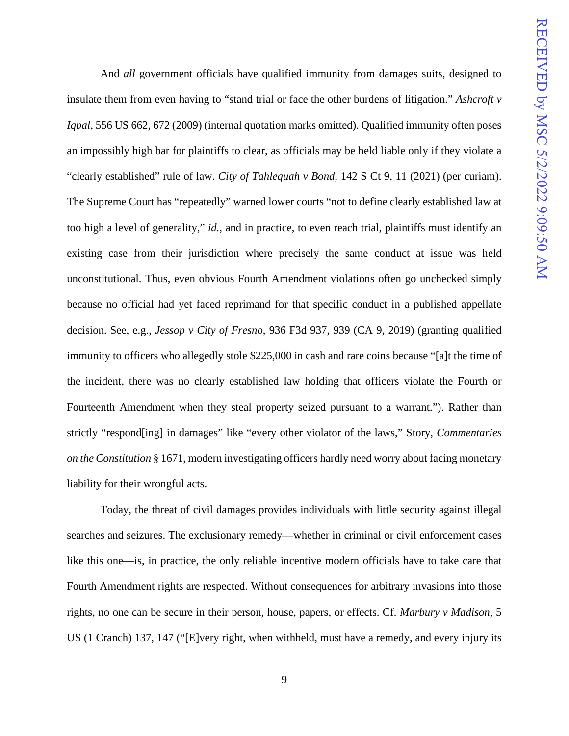And *all* government officials have qualified immunity from damages suits, designed to insulate them from even having to "stand trial or face the other burdens of litigation." *Ashcroft v Iqbal*, 556 US 662, 672 (2009) (internal quotation marks omitted). Qualified immunity often poses an impossibly high bar for plaintiffs to clear, as officials may be held liable only if they violate a "clearly established" rule of law. *City of Tahlequah v Bond*, 142 S Ct 9, 11 (2021) (per curiam). The Supreme Court has "repeatedly" warned lower courts "not to define clearly established law at too high a level of generality," *id.*, and in practice, to even reach trial, plaintiffs must identify an existing case from their jurisdiction where precisely the same conduct at issue was held unconstitutional. Thus, even obvious Fourth Amendment violations often go unchecked simply because no official had yet faced reprimand for that specific conduct in a published appellate decision. See, e.g., *Jessop v City of Fresno*, 936 F3d 937, 939 (CA 9, 2019) (granting qualified immunity to officers who allegedly stole $225,000 in cash and rare coins because "[a]t the time of the incident, there was no clearly established law holding that officers violate the Fourth or Fourteenth Amendment when they steal property seized pursuant to a warrant."). Rather than strictly "respond[ing] in damages" like "every other violator of the laws," Story, *Commentaries on the Constitution* § 1671, modern investigating officers hardly need worry about facing monetary liability for their wrongful acts.

Today, the threat of civil damages provides individuals with little security against illegal searches and seizures. The exclusionary remedy—whether in criminal or civil enforcement cases like this one—is, in practice, the only reliable incentive modern officials have to take care that Fourth Amendment rights are respected. Without consequences for arbitrary invasions into those rights, no one can be secure in their person, house, papers, or effects. Cf. *Marbury v Madison*, 5 US (1 Cranch) 137, 147 ("[E]very right, when withheld, must have a remedy, and every injury its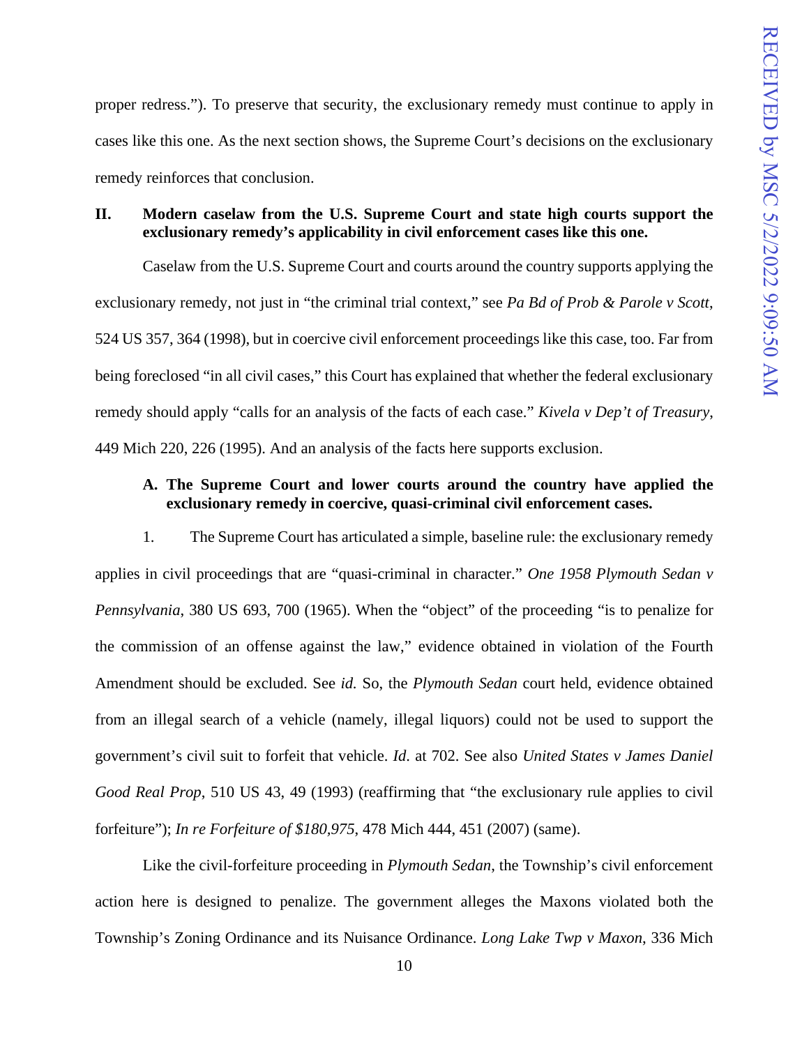proper redress."). To preserve that security, the exclusionary remedy must continue to apply in cases like this one. As the next section shows, the Supreme Court's decisions on the exclusionary remedy reinforces that conclusion.

## II. Modern caselaw from the U.S. Supreme Court and state high courts support the exclusionary remedy's applicability in civil enforcement cases like this one.

Caselaw from the U.S. Supreme Court and courts around the country supports applying the exclusionary remedy, not just in "the criminal trial context," see *Pa Bd of Prob & Parole v Scott*, 524 US 357, 364 (1998), but in coercive civil enforcement proceedings like this case, too. Far from being foreclosed "in all civil cases," this Court has explained that whether the federal exclusionary remedy should apply "calls for an analysis of the facts of each case." *Kivela v Dep't of Treasury*, 449 Mich 220, 226 (1995). And an analysis of the facts here supports exclusion.

### A. The Supreme Court and lower courts around the country have applied the exclusionary remedy in coercive, quasi-criminal civil enforcement cases.

1. The Supreme Court has articulated a simple, baseline rule: the exclusionary remedy applies in civil proceedings that are "quasi-criminal in character." *One 1958 Plymouth Sedan v Pennsylvania*, 380 US 693, 700 (1965). When the "object" of the proceeding "is to penalize for the commission of an offense against the law," evidence obtained in violation of the Fourth Amendment should be excluded. See *id.* So, the *Plymouth Sedan* court held, evidence obtained from an illegal search of a vehicle (namely, illegal liquors) could not be used to support the government's civil suit to forfeit that vehicle. *Id*. at 702. See also *United States v James Daniel Good Real Prop*, 510 US 43, 49 (1993) (reaffirming that "the exclusionary rule applies to civil forfeiture"); *In re Forfeiture of $180,975*, 478 Mich 444, 451 (2007) (same).

Like the civil-forfeiture proceeding in *Plymouth Sedan*, the Township's civil enforcement action here is designed to penalize. The government alleges the Maxons violated both the Township's Zoning Ordinance and its Nuisance Ordinance. *Long Lake Twp v Maxon*, 336 Mich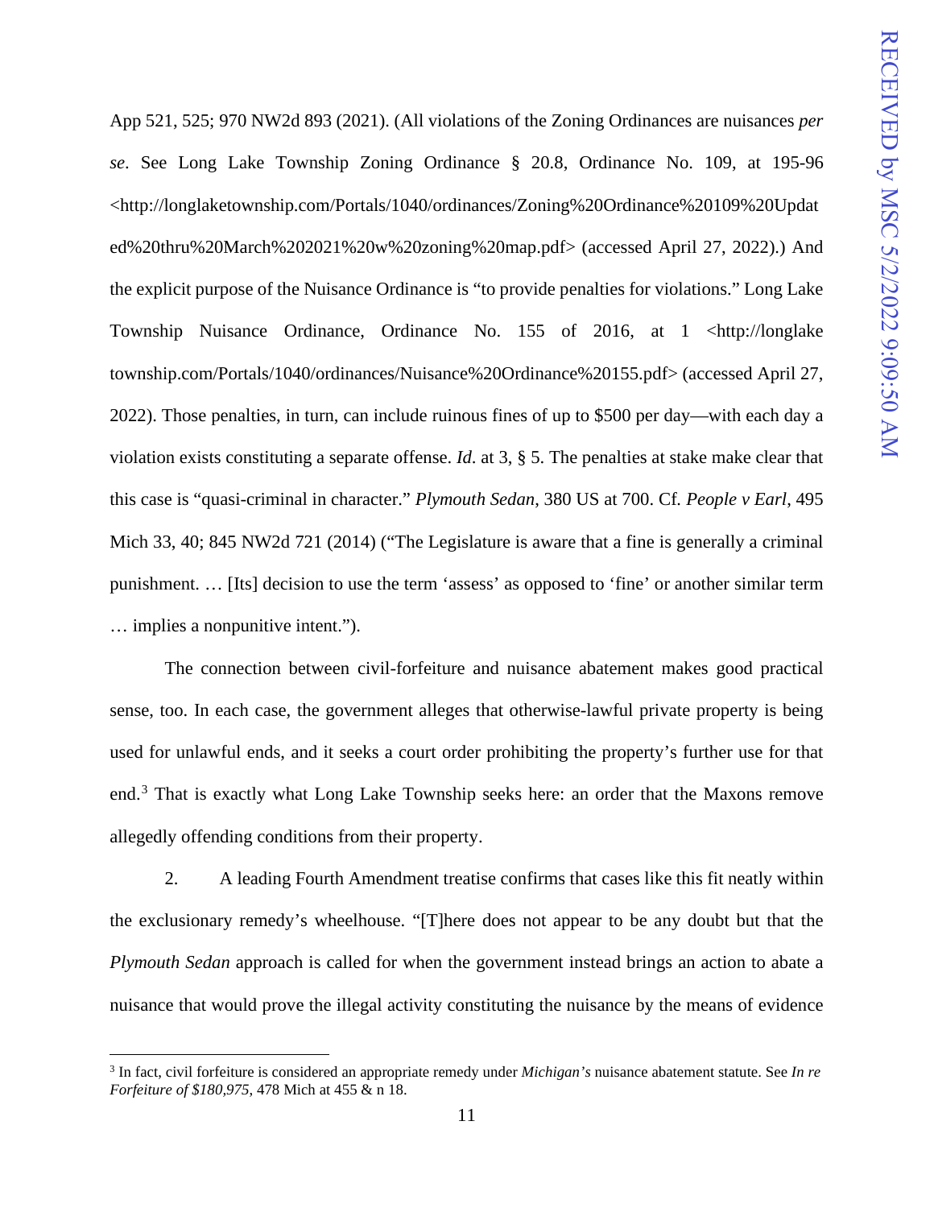App 521, 525; 970 NW2d 893 (2021). (All violations of the Zoning Ordinances are nuisances *per se*. See Long Lake Township Zoning Ordinance § 20.8, Ordinance No. 109, at 195-96 <http://longlaketownship.com/Portals/1040/ordinances/Zoning%20Ordinance%20109%20Updated%20thru%20March%202021%20w%20zoning%20map.pdf> (accessed April 27, 2022).) And the explicit purpose of the Nuisance Ordinance is "to provide penalties for violations." Long Lake Township Nuisance Ordinance, Ordinance No. 155 of 2016, at 1 <http://longlaketownship.com/Portals/1040/ordinances/Nuisance%20Ordinance%20155.pdf> (accessed April 27, 2022). Those penalties, in turn, can include ruinous fines of up to $500 per day—with each day a violation exists constituting a separate offense. *Id*. at 3, § 5. The penalties at stake make clear that this case is "quasi-criminal in character." *Plymouth Sedan*, 380 US at 700. Cf. *People v Earl*, 495 Mich 33, 40; 845 NW2d 721 (2014) ("The Legislature is aware that a fine is generally a criminal punishment. … [Its] decision to use the term 'assess' as opposed to 'fine' or another similar term … implies a nonpunitive intent.").

The connection between civil-forfeiture and nuisance abatement makes good practical sense, too. In each case, the government alleges that otherwise-lawful private property is being used for unlawful ends, and it seeks a court order prohibiting the property's further use for that end.[3] That is exactly what Long Lake Township seeks here: an order that the Maxons remove allegedly offending conditions from their property.

2. A leading Fourth Amendment treatise confirms that cases like this fit neatly within the exclusionary remedy's wheelhouse. "[T]here does not appear to be any doubt but that the *Plymouth Sedan* approach is called for when the government instead brings an action to abate a nuisance that would prove the illegal activity constituting the nuisance by the means of evidence

[3] In fact, civil forfeiture is considered an appropriate remedy under *Michigan's* nuisance abatement statute. See *In re Forfeiture of $180,975*, 478 Mich at 455 & n 18.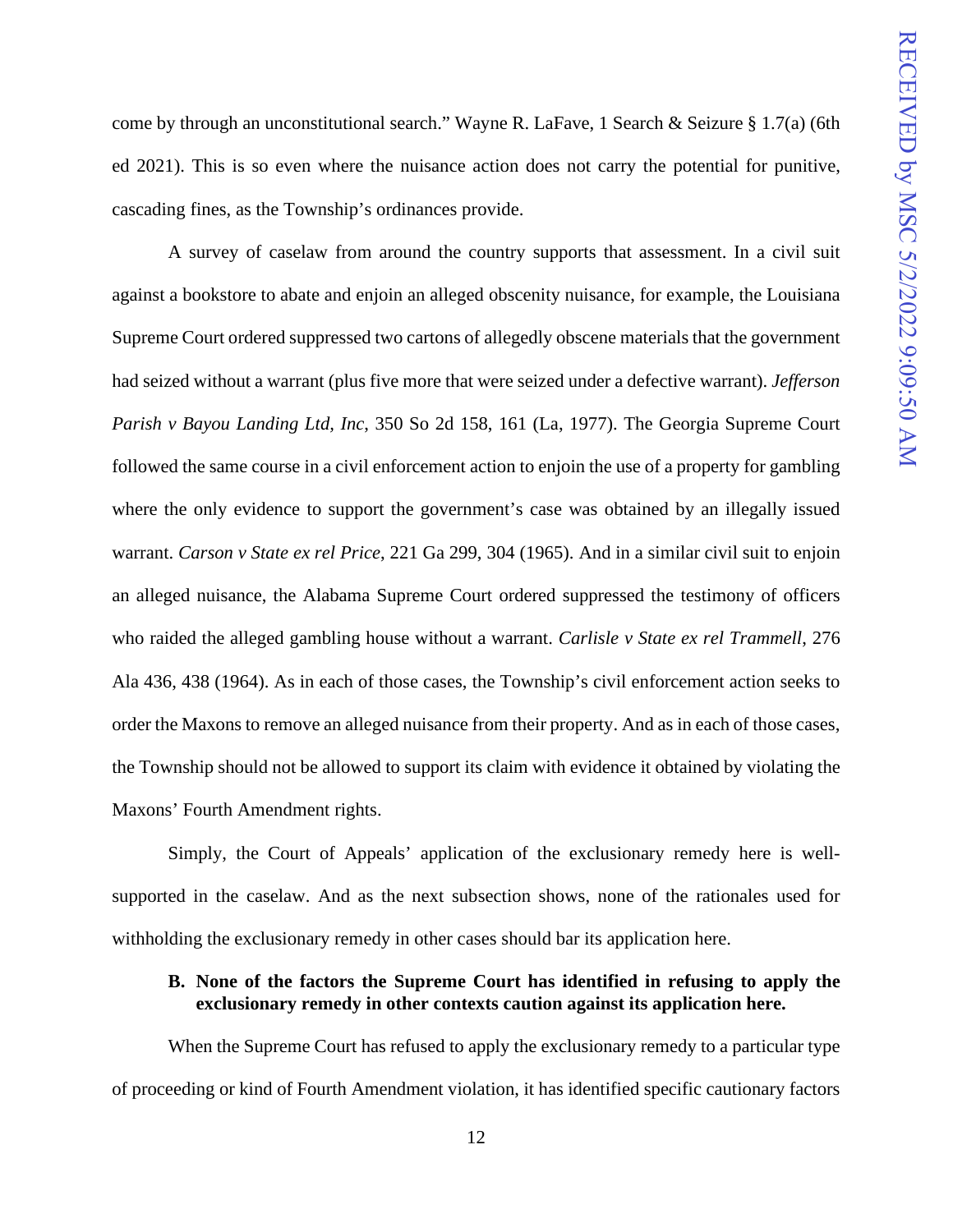come by through an unconstitutional search." Wayne R. LaFave, 1 Search & Seizure § 1.7(a) (6th ed 2021). This is so even where the nuisance action does not carry the potential for punitive, cascading fines, as the Township's ordinances provide.

A survey of caselaw from around the country supports that assessment. In a civil suit against a bookstore to abate and enjoin an alleged obscenity nuisance, for example, the Louisiana Supreme Court ordered suppressed two cartons of allegedly obscene materials that the government had seized without a warrant (plus five more that were seized under a defective warrant). *Jefferson Parish v Bayou Landing Ltd, Inc*, 350 So 2d 158, 161 (La, 1977). The Georgia Supreme Court followed the same course in a civil enforcement action to enjoin the use of a property for gambling where the only evidence to support the government's case was obtained by an illegally issued warrant. *Carson v State ex rel Price*, 221 Ga 299, 304 (1965). And in a similar civil suit to enjoin an alleged nuisance, the Alabama Supreme Court ordered suppressed the testimony of officers who raided the alleged gambling house without a warrant. *Carlisle v State ex rel Trammell*, 276 Ala 436, 438 (1964). As in each of those cases, the Township's civil enforcement action seeks to order the Maxons to remove an alleged nuisance from their property. And as in each of those cases, the Township should not be allowed to support its claim with evidence it obtained by violating the Maxons' Fourth Amendment rights.

Simply, the Court of Appeals' application of the exclusionary remedy here is well-supported in the caselaw. And as the next subsection shows, none of the rationales used for withholding the exclusionary remedy in other cases should bar its application here.

### B. None of the factors the Supreme Court has identified in refusing to apply the exclusionary remedy in other contexts caution against its application here.

When the Supreme Court has refused to apply the exclusionary remedy to a particular type of proceeding or kind of Fourth Amendment violation, it has identified specific cautionary factors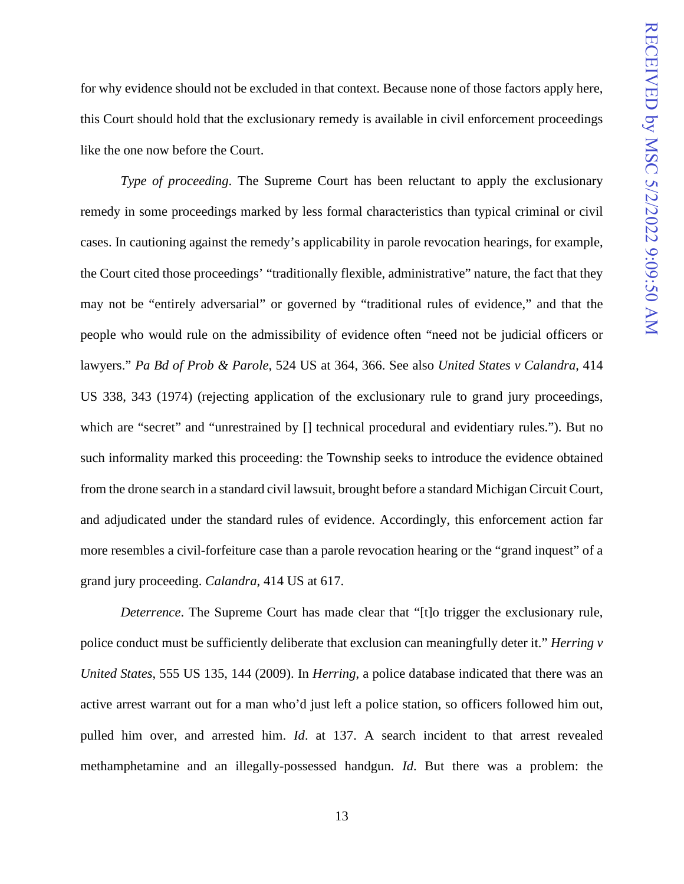for why evidence should not be excluded in that context. Because none of those factors apply here, this Court should hold that the exclusionary remedy is available in civil enforcement proceedings like the one now before the Court.

*Type of proceeding*. The Supreme Court has been reluctant to apply the exclusionary remedy in some proceedings marked by less formal characteristics than typical criminal or civil cases. In cautioning against the remedy's applicability in parole revocation hearings, for example, the Court cited those proceedings' "traditionally flexible, administrative" nature, the fact that they may not be "entirely adversarial" or governed by "traditional rules of evidence," and that the people who would rule on the admissibility of evidence often "need not be judicial officers or lawyers." *Pa Bd of Prob & Parole*, 524 US at 364, 366. See also *United States v Calandra*, 414 US 338, 343 (1974) (rejecting application of the exclusionary rule to grand jury proceedings, which are "secret" and "unrestrained by [] technical procedural and evidentiary rules."). But no such informality marked this proceeding: the Township seeks to introduce the evidence obtained from the drone search in a standard civil lawsuit, brought before a standard Michigan Circuit Court, and adjudicated under the standard rules of evidence. Accordingly, this enforcement action far more resembles a civil-forfeiture case than a parole revocation hearing or the "grand inquest" of a grand jury proceeding. *Calandra*, 414 US at 617.

*Deterrence*. The Supreme Court has made clear that "[t]o trigger the exclusionary rule, police conduct must be sufficiently deliberate that exclusion can meaningfully deter it." *Herring v United States*, 555 US 135, 144 (2009). In *Herring*, a police database indicated that there was an active arrest warrant out for a man who'd just left a police station, so officers followed him out, pulled him over, and arrested him. *Id*. at 137. A search incident to that arrest revealed methamphetamine and an illegally-possessed handgun. *Id*. But there was a problem: the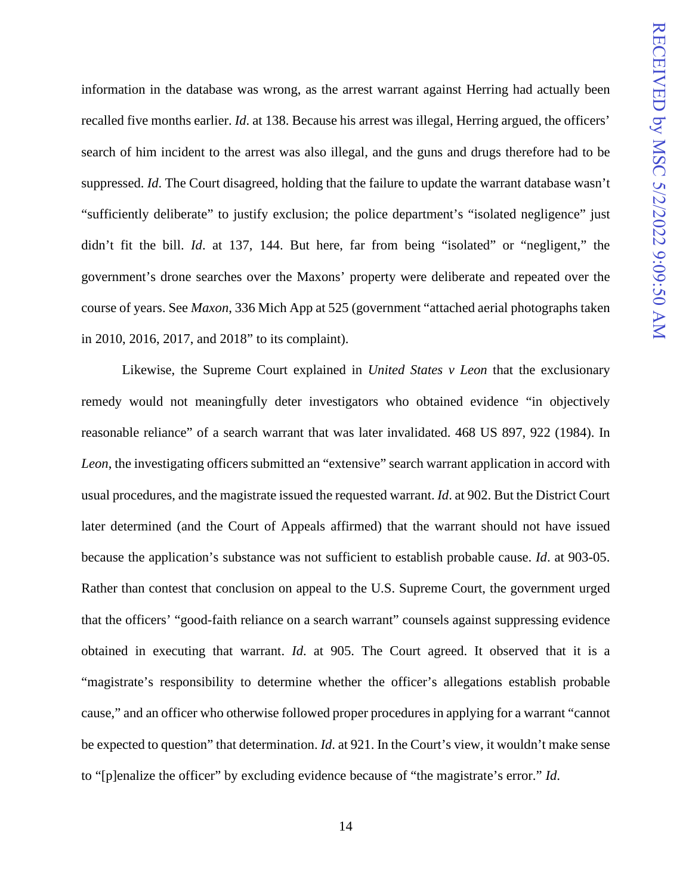information in the database was wrong, as the arrest warrant against Herring had actually been recalled five months earlier. *Id*. at 138. Because his arrest was illegal, Herring argued, the officers' search of him incident to the arrest was also illegal, and the guns and drugs therefore had to be suppressed. *Id*. The Court disagreed, holding that the failure to update the warrant database wasn't "sufficiently deliberate" to justify exclusion; the police department's "isolated negligence" just didn't fit the bill. *Id*. at 137, 144. But here, far from being "isolated" or "negligent," the government's drone searches over the Maxons' property were deliberate and repeated over the course of years. See *Maxon*, 336 Mich App at 525 (government "attached aerial photographs taken in 2010, 2016, 2017, and 2018" to its complaint).

Likewise, the Supreme Court explained in *United States v Leon* that the exclusionary remedy would not meaningfully deter investigators who obtained evidence "in objectively reasonable reliance" of a search warrant that was later invalidated. 468 US 897, 922 (1984). In *Leon*, the investigating officers submitted an "extensive" search warrant application in accord with usual procedures, and the magistrate issued the requested warrant. *Id*. at 902. But the District Court later determined (and the Court of Appeals affirmed) that the warrant should not have issued because the application's substance was not sufficient to establish probable cause. *Id*. at 903-05. Rather than contest that conclusion on appeal to the U.S. Supreme Court, the government urged that the officers' "good-faith reliance on a search warrant" counsels against suppressing evidence obtained in executing that warrant. *Id.* at 905. The Court agreed. It observed that it is a "magistrate's responsibility to determine whether the officer's allegations establish probable cause," and an officer who otherwise followed proper procedures in applying for a warrant "cannot be expected to question" that determination. *Id*. at 921. In the Court's view, it wouldn't make sense to "[p]enalize the officer" by excluding evidence because of "the magistrate's error." *Id*.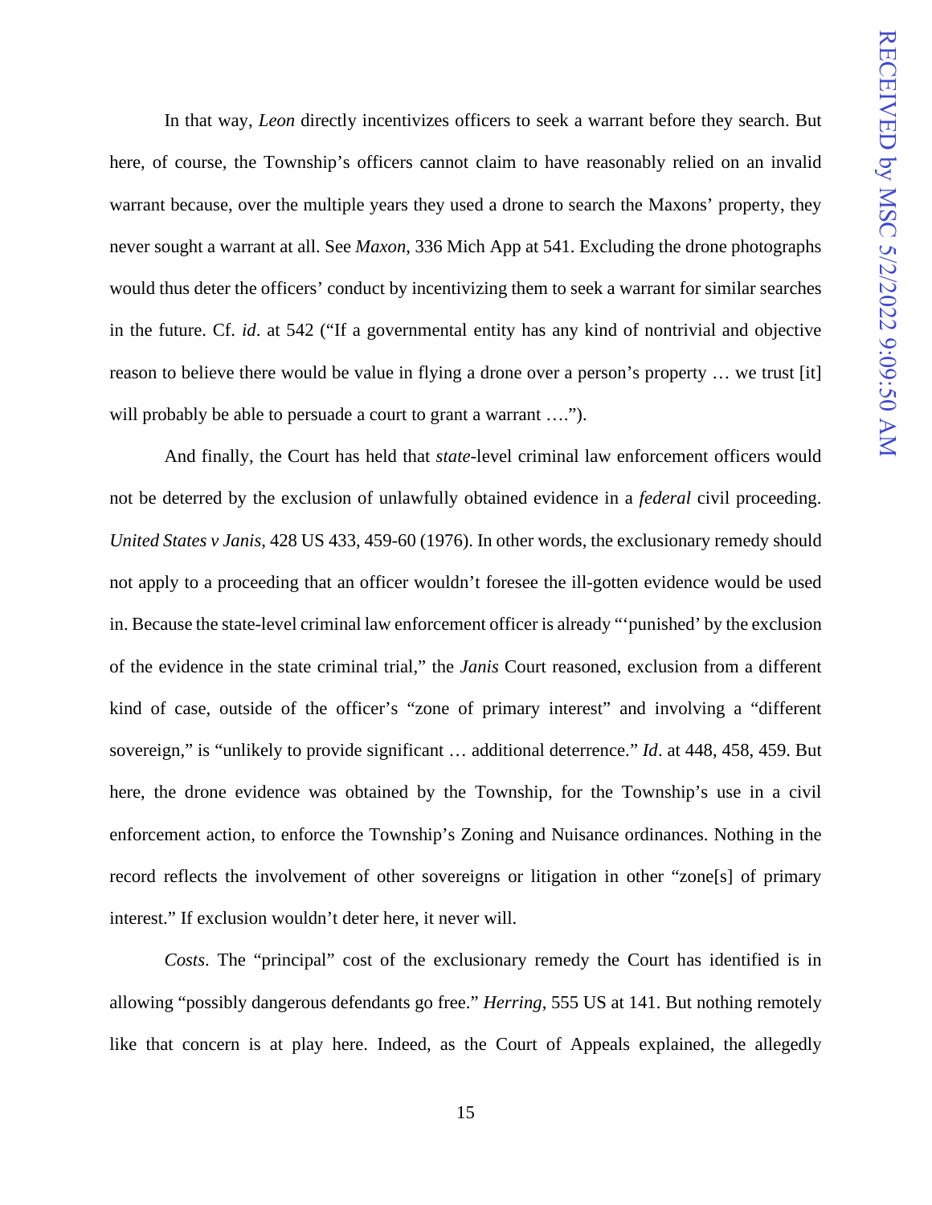In that way, *Leon* directly incentivizes officers to seek a warrant before they search. But here, of course, the Township's officers cannot claim to have reasonably relied on an invalid warrant because, over the multiple years they used a drone to search the Maxons' property, they never sought a warrant at all. See *Maxon*, 336 Mich App at 541. Excluding the drone photographs would thus deter the officers' conduct by incentivizing them to seek a warrant for similar searches in the future. Cf. *id*. at 542 ("If a governmental entity has any kind of nontrivial and objective reason to believe there would be value in flying a drone over a person's property … we trust [it] will probably be able to persuade a court to grant a warrant ….").

And finally, the Court has held that *state*-level criminal law enforcement officers would not be deterred by the exclusion of unlawfully obtained evidence in a *federal* civil proceeding. *United States v Janis*, 428 US 433, 459-60 (1976). In other words, the exclusionary remedy should not apply to a proceeding that an officer wouldn't foresee the ill-gotten evidence would be used in. Because the state-level criminal law enforcement officer is already "'punished' by the exclusion of the evidence in the state criminal trial," the *Janis* Court reasoned, exclusion from a different kind of case, outside of the officer's "zone of primary interest" and involving a "different sovereign," is "unlikely to provide significant … additional deterrence." *Id*. at 448, 458, 459. But here, the drone evidence was obtained by the Township, for the Township's use in a civil enforcement action, to enforce the Township's Zoning and Nuisance ordinances. Nothing in the record reflects the involvement of other sovereigns or litigation in other "zone[s] of primary interest." If exclusion wouldn't deter here, it never will.

*Costs*. The "principal" cost of the exclusionary remedy the Court has identified is in allowing "possibly dangerous defendants go free." *Herring*, 555 US at 141. But nothing remotely like that concern is at play here. Indeed, as the Court of Appeals explained, the allegedly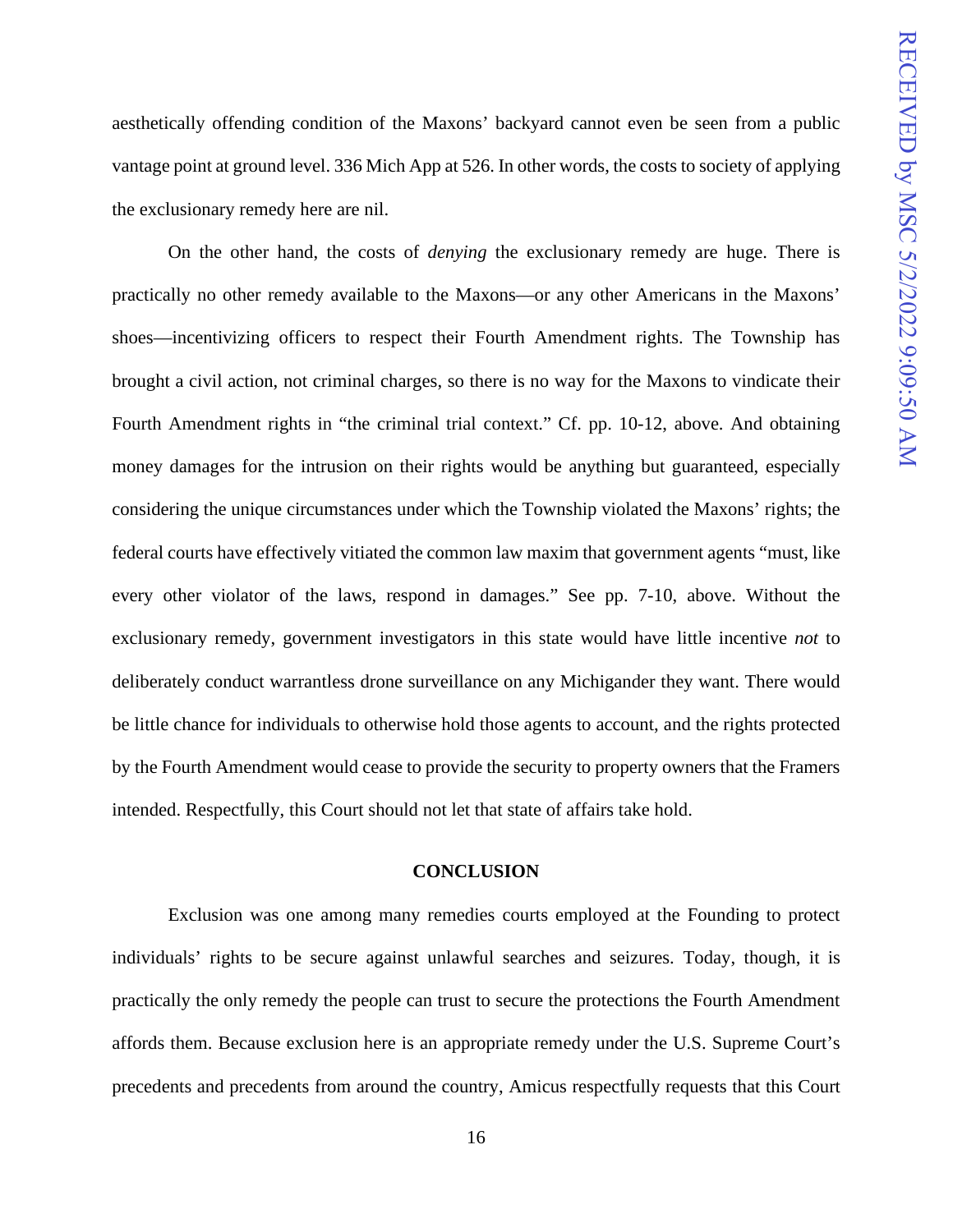aesthetically offending condition of the Maxons' backyard cannot even be seen from a public vantage point at ground level. 336 Mich App at 526. In other words, the costs to society of applying the exclusionary remedy here are nil.

On the other hand, the costs of *denying* the exclusionary remedy are huge. There is practically no other remedy available to the Maxons—or any other Americans in the Maxons' shoes—incentivizing officers to respect their Fourth Amendment rights. The Township has brought a civil action, not criminal charges, so there is no way for the Maxons to vindicate their Fourth Amendment rights in "the criminal trial context." Cf. pp. 10-12, above. And obtaining money damages for the intrusion on their rights would be anything but guaranteed, especially considering the unique circumstances under which the Township violated the Maxons' rights; the federal courts have effectively vitiated the common law maxim that government agents "must, like every other violator of the laws, respond in damages." See pp. 7-10, above. Without the exclusionary remedy, government investigators in this state would have little incentive *not* to deliberately conduct warrantless drone surveillance on any Michigander they want. There would be little chance for individuals to otherwise hold those agents to account, and the rights protected by the Fourth Amendment would cease to provide the security to property owners that the Framers intended. Respectfully, this Court should not let that state of affairs take hold.

## CONCLUSION

Exclusion was one among many remedies courts employed at the Founding to protect individuals' rights to be secure against unlawful searches and seizures. Today, though, it is practically the only remedy the people can trust to secure the protections the Fourth Amendment affords them. Because exclusion here is an appropriate remedy under the U.S. Supreme Court's precedents and precedents from around the country, Amicus respectfully requests that this Court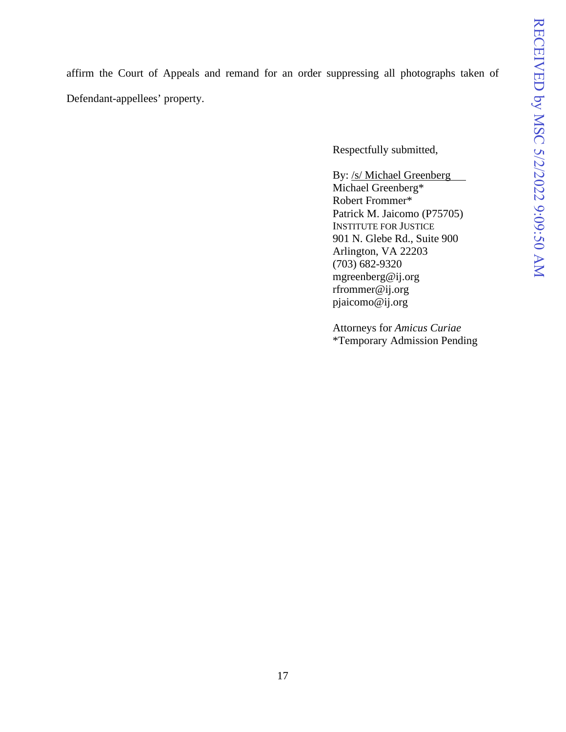affirm the Court of Appeals and remand for an order suppressing all photographs taken of Defendant-appellees' property.

Respectfully submitted,

By: /s/ Michael Greenberg
Michael Greenberg*
Robert Frommer*
Patrick M. Jaicomo (P75705)
INSTITUTE FOR JUSTICE
901 N. Glebe Rd., Suite 900
Arlington, VA 22203
(703) 682-9320
mgreenberg@ij.org
rfrommer@ij.org
pjaicomo@ij.org

Attorneys for *Amicus Curiae*
*Temporary Admission Pending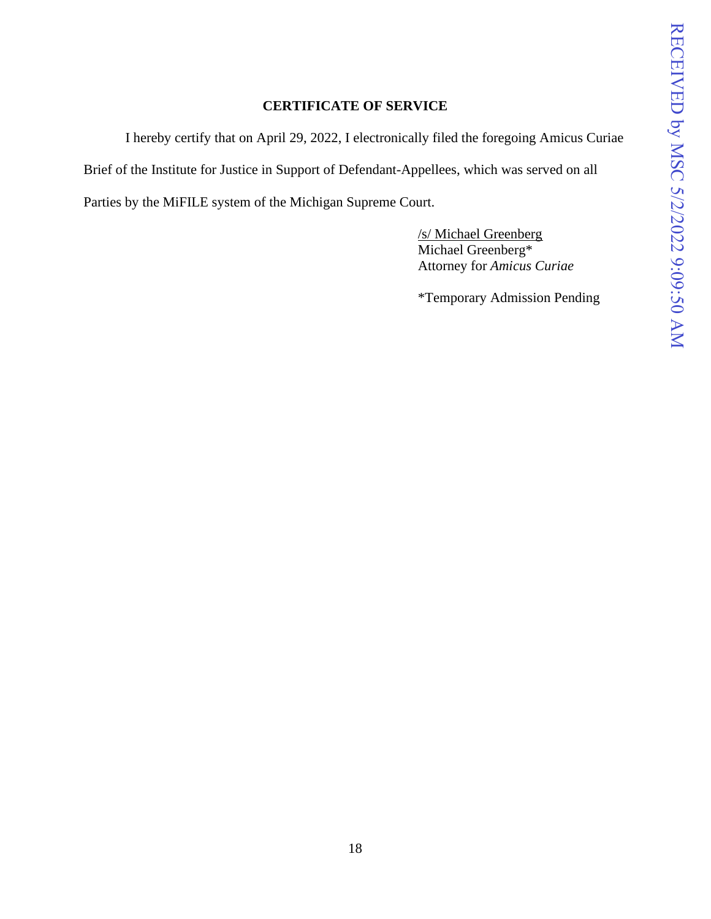## CERTIFICATE OF SERVICE

I hereby certify that on April 29, 2022, I electronically filed the foregoing Amicus Curiae Brief of the Institute for Justice in Support of Defendant-Appellees, which was served on all Parties by the MiFILE system of the Michigan Supreme Court.

/s/ Michael Greenberg
Michael Greenberg*
Attorney for *Amicus Curiae*

*Temporary Admission Pending

RECEIVED by MSC 5/2/2022 9:09:50 AM